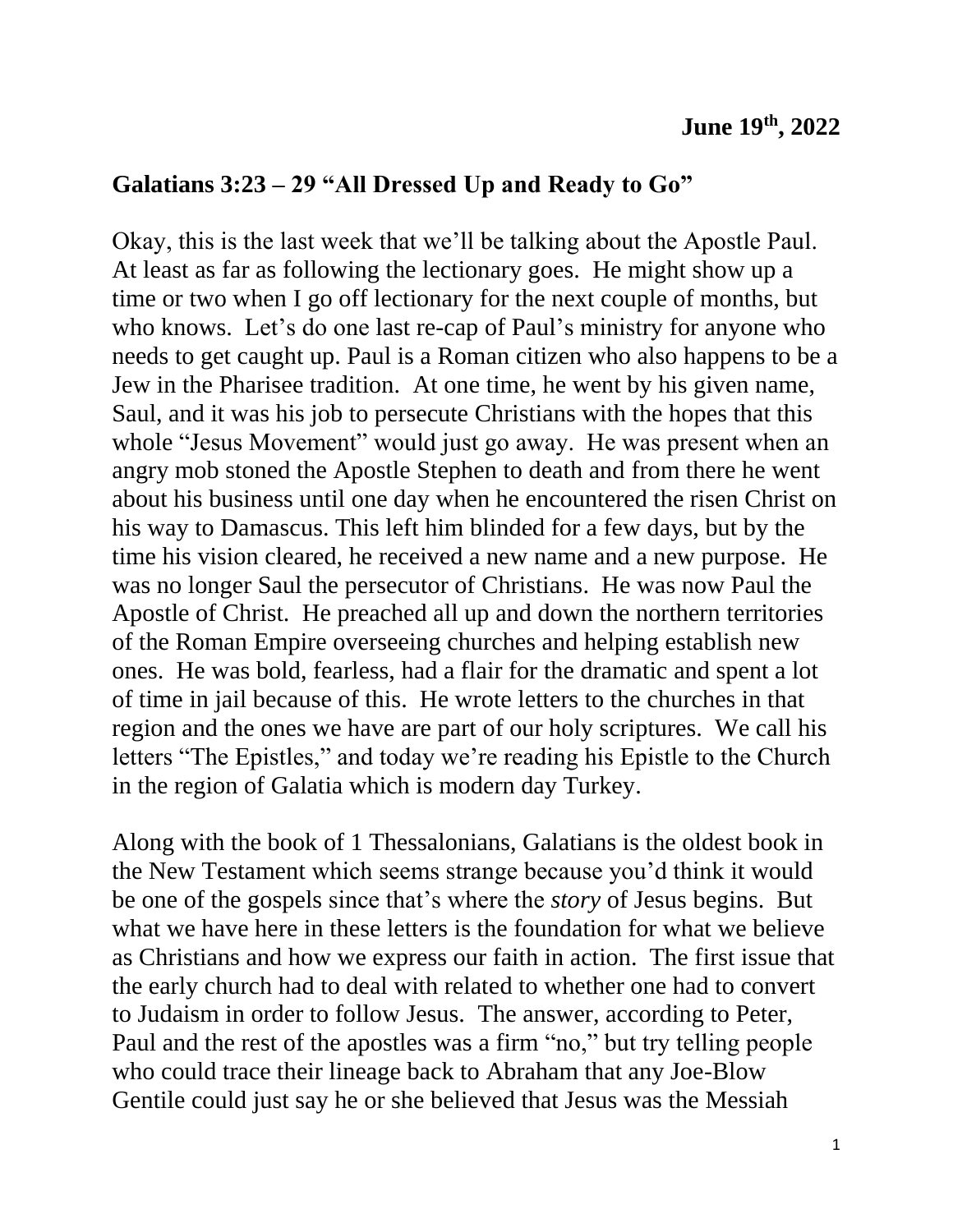**June 19th, 2022**

**Galatians 3:23 – 29 "All Dressed Up and Ready to Go"**

Okay, this is the last week that we'll be talking about the Apostle Paul. At least as far as following the lectionary goes. He might show up a time or two when I go off lectionary for the next couple of months, but who knows. Let's do one last re-cap of Paul's ministry for anyone who needs to get caught up. Paul is a Roman citizen who also happens to be a Jew in the Pharisee tradition. At one time, he went by his given name, Saul, and it was his job to persecute Christians with the hopes that this whole "Jesus Movement" would just go away. He was present when an angry mob stoned the Apostle Stephen to death and from there he went about his business until one day when he encountered the risen Christ on his way to Damascus. This left him blinded for a few days, but by the time his vision cleared, he received a new name and a new purpose. He was no longer Saul the persecutor of Christians. He was now Paul the Apostle of Christ. He preached all up and down the northern territories of the Roman Empire overseeing churches and helping establish new ones. He was bold, fearless, had a flair for the dramatic and spent a lot of time in jail because of this. He wrote letters to the churches in that region and the ones we have are part of our holy scriptures. We call his letters "The Epistles," and today we're reading his Epistle to the Church in the region of Galatia which is modern day Turkey.

Along with the book of 1 Thessalonians, Galatians is the oldest book in the New Testament which seems strange because you'd think it would be one of the gospels since that's where the *story* of Jesus begins. But what we have here in these letters is the foundation for what we believe as Christians and how we express our faith in action. The first issue that the early church had to deal with related to whether one had to convert to Judaism in order to follow Jesus. The answer, according to Peter, Paul and the rest of the apostles was a firm "no," but try telling people who could trace their lineage back to Abraham that any Joe-Blow Gentile could just say he or she believed that Jesus was the Messiah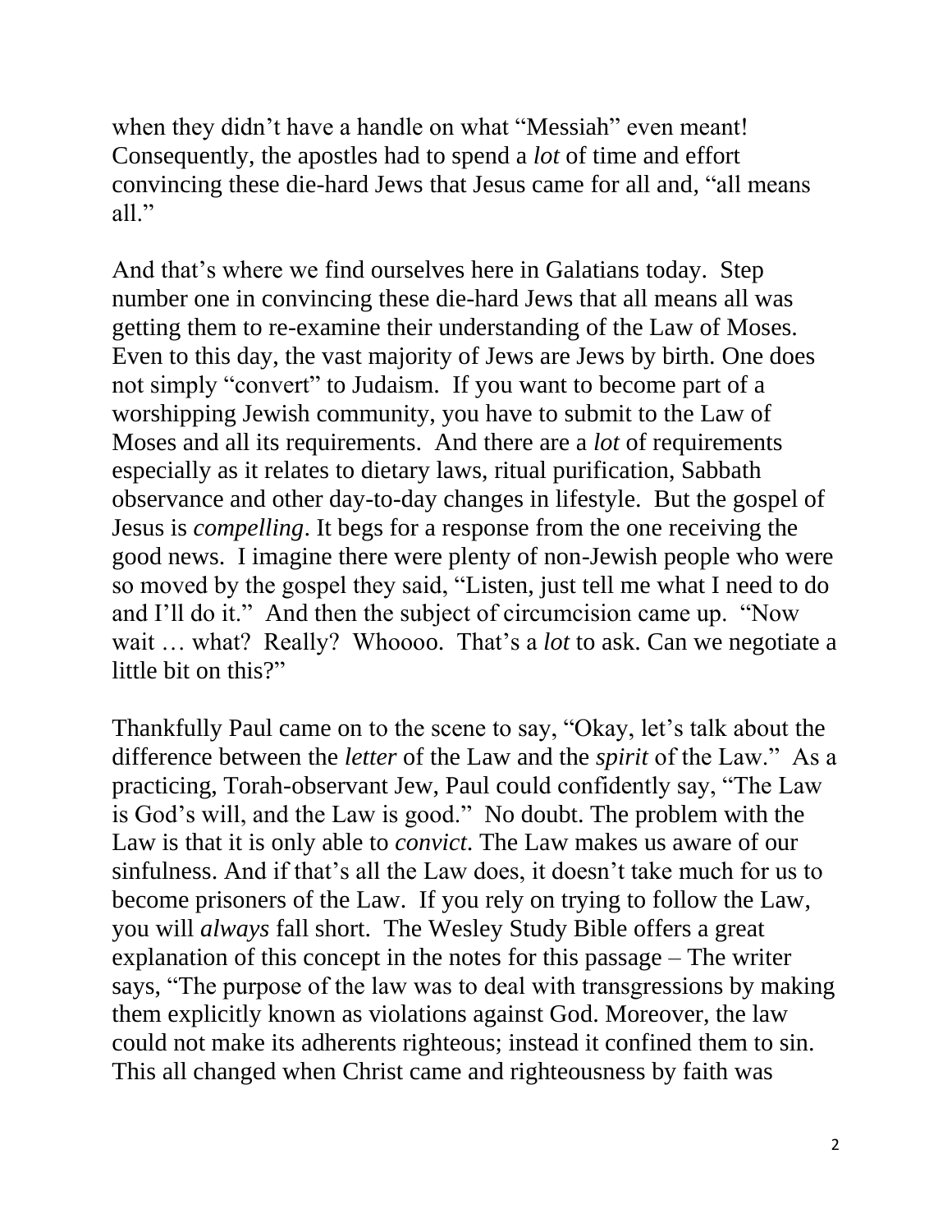when they didn't have a handle on what "Messiah" even meant! Consequently, the apostles had to spend a *lot* of time and effort convincing these die-hard Jews that Jesus came for all and, "all means all."

And that's where we find ourselves here in Galatians today. Step number one in convincing these die-hard Jews that all means all was getting them to re-examine their understanding of the Law of Moses. Even to this day, the vast majority of Jews are Jews by birth. One does not simply "convert" to Judaism. If you want to become part of a worshipping Jewish community, you have to submit to the Law of Moses and all its requirements. And there are a *lot* of requirements especially as it relates to dietary laws, ritual purification, Sabbath observance and other day-to-day changes in lifestyle. But the gospel of Jesus is *compelling*. It begs for a response from the one receiving the good news. I imagine there were plenty of non-Jewish people who were so moved by the gospel they said, "Listen, just tell me what I need to do and I'll do it." And then the subject of circumcision came up. "Now wait … what? Really? Whoooo. That's a *lot* to ask. Can we negotiate a little bit on this?"

Thankfully Paul came on to the scene to say, "Okay, let's talk about the difference between the *letter* of the Law and the *spirit* of the Law." As a practicing, Torah-observant Jew, Paul could confidently say, "The Law is God's will, and the Law is good." No doubt. The problem with the Law is that it is only able to *convict*. The Law makes us aware of our sinfulness. And if that's all the Law does, it doesn't take much for us to become prisoners of the Law. If you rely on trying to follow the Law, you will *always* fall short. The Wesley Study Bible offers a great explanation of this concept in the notes for this passage – The writer says, "The purpose of the law was to deal with transgressions by making them explicitly known as violations against God. Moreover, the law could not make its adherents righteous; instead it confined them to sin. This all changed when Christ came and righteousness by faith was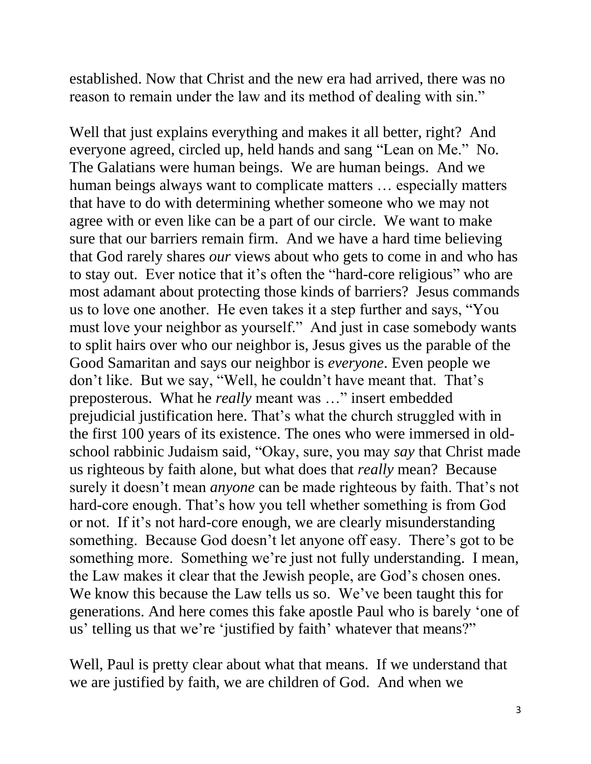established. Now that Christ and the new era had arrived, there was no reason to remain under the law and its method of dealing with sin."

Well that just explains everything and makes it all better, right? And everyone agreed, circled up, held hands and sang "Lean on Me." No. The Galatians were human beings. We are human beings. And we human beings always want to complicate matters … especially matters that have to do with determining whether someone who we may not agree with or even like can be a part of our circle. We want to make sure that our barriers remain firm. And we have a hard time believing that God rarely shares *our* views about who gets to come in and who has to stay out. Ever notice that it's often the "hard-core religious" who are most adamant about protecting those kinds of barriers? Jesus commands us to love one another. He even takes it a step further and says, "You must love your neighbor as yourself." And just in case somebody wants to split hairs over who our neighbor is, Jesus gives us the parable of the Good Samaritan and says our neighbor is *everyone*. Even people we don't like. But we say, "Well, he couldn't have meant that. That's preposterous. What he *really* meant was …" insert embedded prejudicial justification here. That's what the church struggled with in the first 100 years of its existence. The ones who were immersed in old-school rabbinic Judaism said, "Okay, sure, you may *say* that Christ made us righteous by faith alone, but what does that *really* mean? Because surely it doesn't mean *anyone* can be made righteous by faith. That's not hard-core enough. That's how you tell whether something is from God or not. If it's not hard-core enough, we are clearly misunderstanding something. Because God doesn't let anyone off easy. There's got to be something more. Something we're just not fully understanding. I mean, the Law makes it clear that the Jewish people, are God's chosen ones. We know this because the Law tells us so. We've been taught this for generations. And here comes this fake apostle Paul who is barely 'one of us' telling us that we're 'justified by faith' whatever that means?"

Well, Paul is pretty clear about what that means. If we understand that we are justified by faith, we are children of God. And when we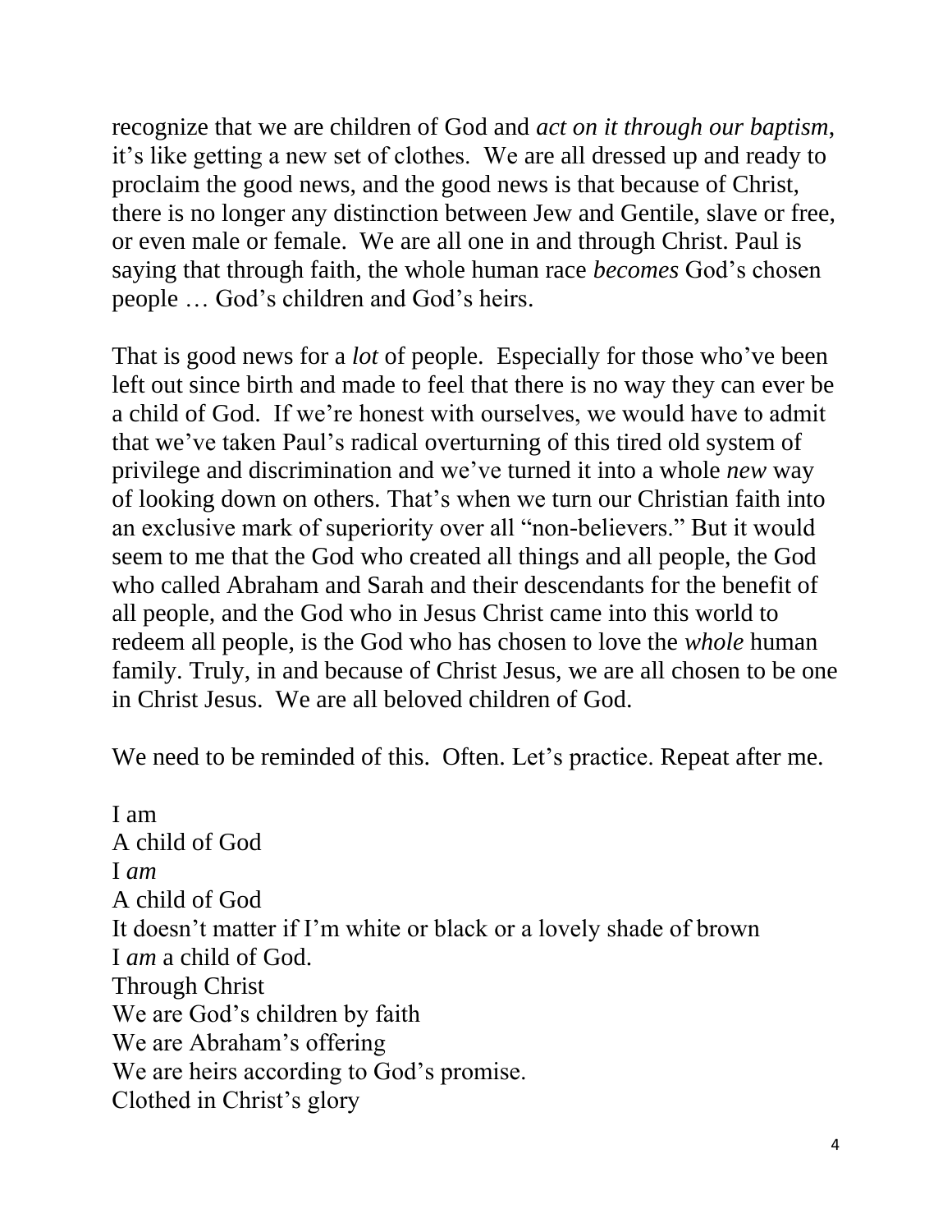recognize that we are children of God and *act on it through our baptism*, it's like getting a new set of clothes. We are all dressed up and ready to proclaim the good news, and the good news is that because of Christ, there is no longer any distinction between Jew and Gentile, slave or free, or even male or female. We are all one in and through Christ. Paul is saying that through faith, the whole human race *becomes* God's chosen people … God's children and God's heirs.

That is good news for a *lot* of people. Especially for those who've been left out since birth and made to feel that there is no way they can ever be a child of God. If we're honest with ourselves, we would have to admit that we've taken Paul's radical overturning of this tired old system of privilege and discrimination and we've turned it into a whole *new* way of looking down on others. That's when we turn our Christian faith into an exclusive mark of superiority over all "non-believers." But it would seem to me that the God who created all things and all people, the God who called Abraham and Sarah and their descendants for the benefit of all people, and the God who in Jesus Christ came into this world to redeem all people, is the God who has chosen to love the *whole* human family. Truly, in and because of Christ Jesus, we are all chosen to be one in Christ Jesus. We are all beloved children of God.

We need to be reminded of this. Often. Let's practice. Repeat after me.

I am
A child of God
I *am*
A child of God
It doesn't matter if I'm white or black or a lovely shade of brown
I *am* a child of God.
Through Christ
We are God's children by faith
We are Abraham's offering
We are heirs according to God's promise.
Clothed in Christ's glory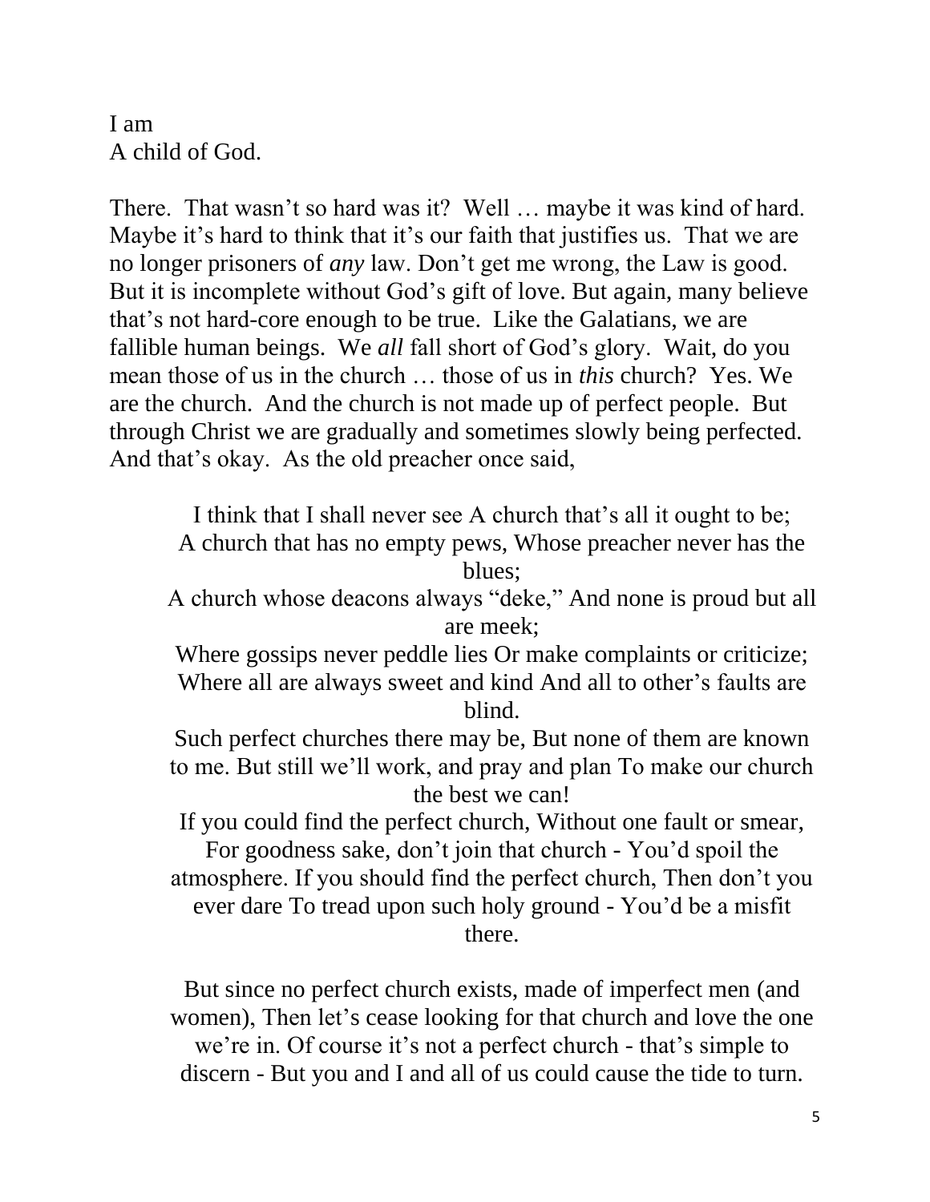I am
A child of God.

There. That wasn't so hard was it? Well … maybe it was kind of hard. Maybe it's hard to think that it's our faith that justifies us. That we are no longer prisoners of *any* law. Don't get me wrong, the Law is good. But it is incomplete without God's gift of love. But again, many believe that's not hard-core enough to be true. Like the Galatians, we are fallible human beings. We *all* fall short of God's glory. Wait, do you mean those of us in the church … those of us in *this* church? Yes. We are the church. And the church is not made up of perfect people. But through Christ we are gradually and sometimes slowly being perfected. And that's okay. As the old preacher once said,

> I think that I shall never see A church that's all it ought to be;
> A church that has no empty pews, Whose preacher never has the blues;
> A church whose deacons always "deke," And none is proud but all are meek;
> Where gossips never peddle lies Or make complaints or criticize;
> Where all are always sweet and kind And all to other's faults are blind.
> Such perfect churches there may be, But none of them are known to me. But still we'll work, and pray and plan To make our church the best we can!
> If you could find the perfect church, Without one fault or smear, For goodness sake, don't join that church - You'd spoil the atmosphere. If you should find the perfect church, Then don't you ever dare To tread upon such holy ground - You'd be a misfit there.
>
> But since no perfect church exists, made of imperfect men (and women), Then let's cease looking for that church and love the one we're in. Of course it's not a perfect church - that's simple to discern - But you and I and all of us could cause the tide to turn.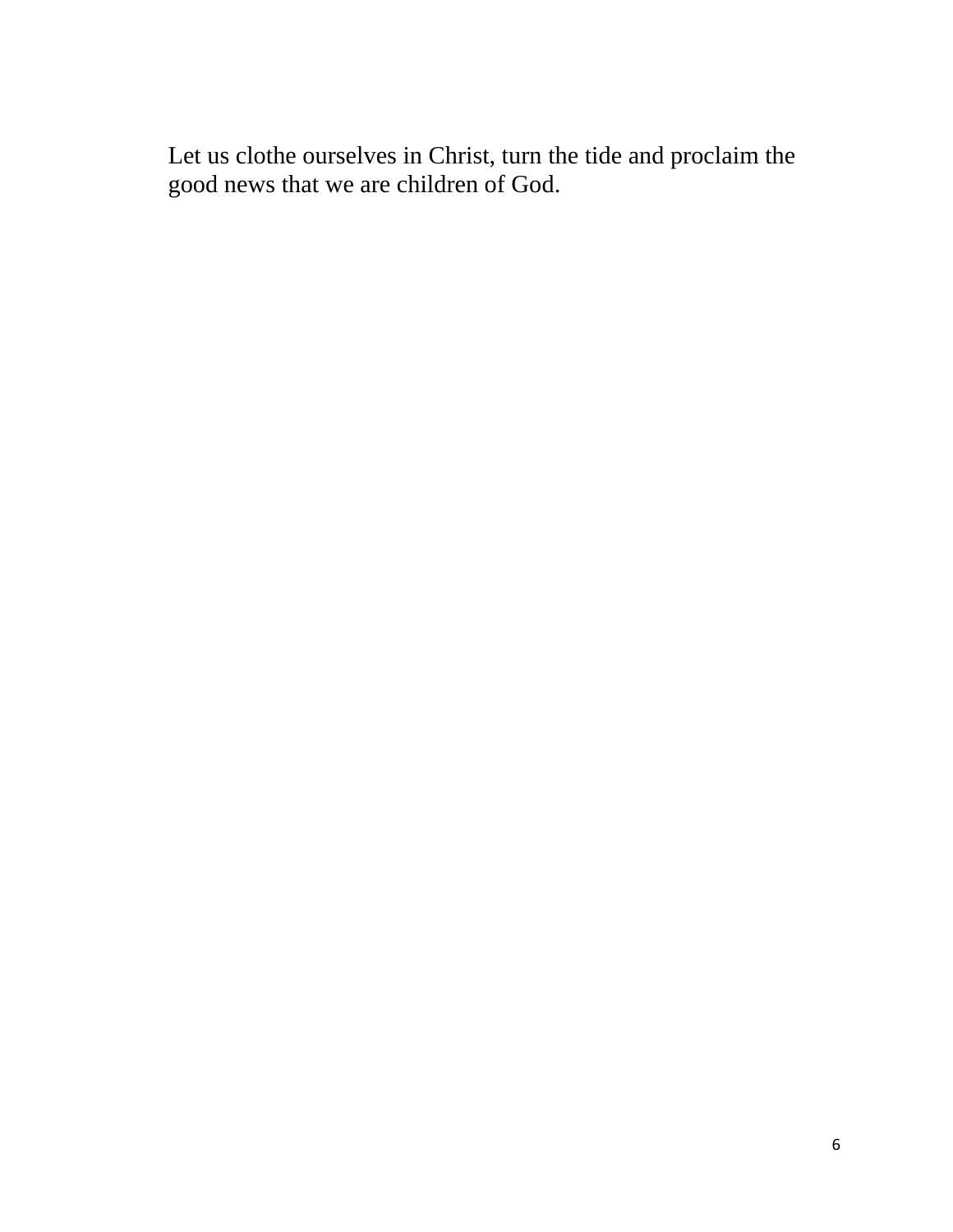Let us clothe ourselves in Christ, turn the tide and proclaim the good news that we are children of God.